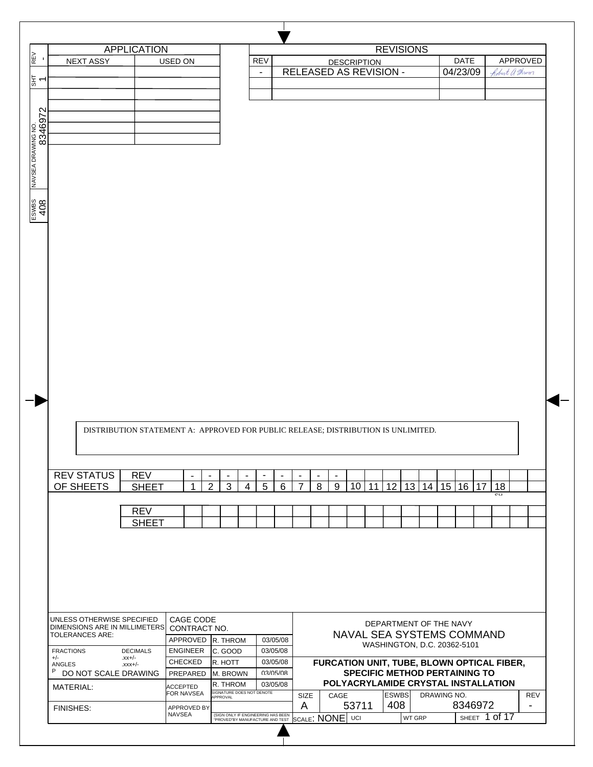| REV | SHT | NAVSEA DRAWING NO. | ESWBS |
| --- | --- | --- | --- |
| - | 1 | 8346972 | 408 |

## APPLICATION

| NEXT ASSY | USED ON |
| --- | --- |
| | |
| | |
| | |
| | |
| | |
| | |

## REVISIONS

| REV | DESCRIPTION | DATE | APPROVED |
| --- | --- | --- | --- |
| - | RELEASED AS REVISION - | 04/23/09 | Robert A Brown |
| | | | |
| | | | |

DISTRIBUTION STATEMENT A: APPROVED FOR PUBLIC RELEASE; DISTRIBUTION IS UNLIMITED.

| REV STATUS OF SHEETS | | | | | | | | | | | | | | | | | | | |
| --- | --- | --- | --- | --- | --- | --- | --- | --- | --- | --- | --- | --- | --- | --- | --- | --- | --- | --- | --- |
| REV | - | - | - | - | - | - | - | - | - | | | | | | | | | | |
| SHEET | 1 | 2 | 3 | 4 | 5 | 6 | 7 | 8 | 9 | 10 | 11 | 12 | 13 | 14 | 15 | 16 | 17 | 18 | |

| REV | | | | | | | | | | | | | | | | | | | |
| --- | --- | --- | --- | --- | --- | --- | --- | --- | --- | --- | --- | --- | --- | --- | --- | --- | --- | --- | --- |
| SHEET | | | | | | | | | | | | | | | | | | | |

UNLESS OTHERWISE SPECIFIED DIMENSIONS ARE IN MILLIMETERS TOLERANCES ARE:

FRACTIONS +/-  DECIMALS .xx+/- .xxx+/-
ANGLES

DO NOT SCALE DRAWING

MATERIAL:

FINISHES:

| CAGE CODE CONTRACT NO. | | |
| --- | --- | --- |
| APPROVED | R. THROM | 03/05/08 |
| ENGINEER | C. GOOD | 03/05/08 |
| CHECKED | R. HOTT | 03/05/08 |
| PREPARED | M. BROWN | 03/05/08 |
| ACCEPTED FOR NAVSEA | R. THROM (SIGNATURE DOES NOT DENOTE APPROVAL) | 03/05/08 |
| APPROVED BY NAVSEA | (SIGN ONLY IF ENGINEERING HAS BEEN "PROVED" BY MANUFACTURE AND TEST) | |

DEPARTMENT OF THE NAVY
NAVAL SEA SYSTEMS COMMAND
WASHINGTON, D.C. 20362-5101

**FURCATION UNIT, TUBE, BLOWN OPTICAL FIBER, SPECIFIC METHOD PERTAINING TO POLYACRYLAMIDE CRYSTAL INSTALLATION**

| SIZE | CAGE | ESWBS | DRAWING NO. | REV |
| --- | --- | --- | --- | --- |
| A | 53711 | 408 | 8346972 | - |
| SCALE: NONE | UCI | WT GRP | SHEET 1 of 17 | |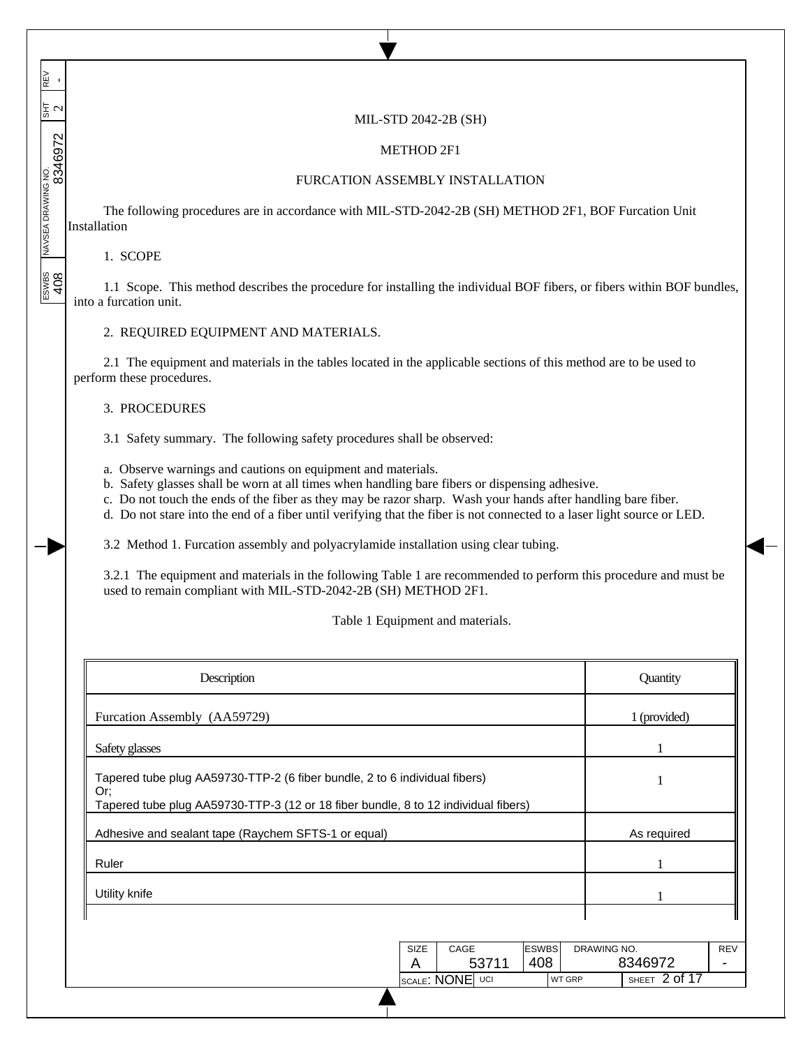MIL-STD 2042-2B (SH)

METHOD 2F1

FURCATION ASSEMBLY INSTALLATION

The following procedures are in accordance with MIL-STD-2042-2B (SH) METHOD 2F1, BOF Furcation Unit Installation

1. SCOPE

1.1 Scope. This method describes the procedure for installing the individual BOF fibers, or fibers within BOF bundles, into a furcation unit.

2. REQUIRED EQUIPMENT AND MATERIALS.

2.1 The equipment and materials in the tables located in the applicable sections of this method are to be used to perform these procedures.

3. PROCEDURES

3.1 Safety summary. The following safety procedures shall be observed:

a. Observe warnings and cautions on equipment and materials.
b. Safety glasses shall be worn at all times when handling bare fibers or dispensing adhesive.
c. Do not touch the ends of the fiber as they may be razor sharp. Wash your hands after handling bare fiber.
d. Do not stare into the end of a fiber until verifying that the fiber is not connected to a laser light source or LED.

3.2 Method 1. Furcation assembly and polyacrylamide installation using clear tubing.

3.2.1 The equipment and materials in the following Table 1 are recommended to perform this procedure and must be used to remain compliant with MIL-STD-2042-2B (SH) METHOD 2F1.

Table 1 Equipment and materials.

| Description | Quantity |
|---|---|
| Furcation Assembly (AA59729) | 1 (provided) |
| Safety glasses | 1 |
| Tapered tube plug AA59730-TTP-2 (6 fiber bundle, 2 to 6 individual fibers) Or; Tapered tube plug AA59730-TTP-3 (12 or 18 fiber bundle, 8 to 12 individual fibers) | 1 |
| Adhesive and sealant tape (Raychem SFTS-1 or equal) | As required |
| Ruler | 1 |
| Utility knife | 1 |
| | |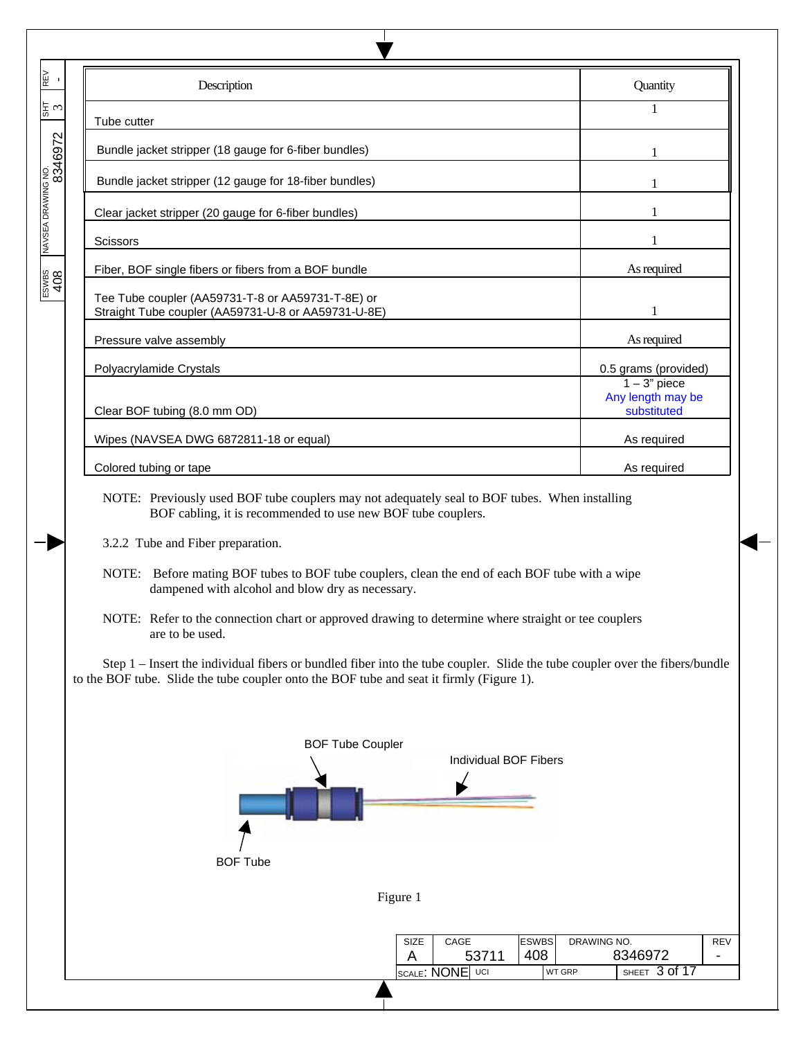| Description | Quantity |
|---|---|
| Tube cutter | 1 |
| Bundle jacket stripper (18 gauge for 6-fiber bundles) | 1 |
| Bundle jacket stripper (12 gauge for 18-fiber bundles) | 1 |
| Clear jacket stripper (20 gauge for 6-fiber bundles) | 1 |
| Scissors | 1 |
| Fiber, BOF single fibers or fibers from a BOF bundle | As required |
| Tee Tube coupler (AA59731-T-8 or AA59731-T-8E) or Straight Tube coupler (AA59731-U-8 or AA59731-U-8E) | 1 |
| Pressure valve assembly | As required |
| Polyacrylamide Crystals | 0.5 grams (provided) |
| Clear BOF tubing (8.0 mm OD) | 1 – 3" piece Any length may be substituted |
| Wipes (NAVSEA DWG 6872811-18 or equal) | As required |
| Colored tubing or tape | As required |

NOTE: Previously used BOF tube couplers may not adequately seal to BOF tubes. When installing BOF cabling, it is recommended to use new BOF tube couplers.

3.2.2 Tube and Fiber preparation.

NOTE: Before mating BOF tubes to BOF tube couplers, clean the end of each BOF tube with a wipe dampened with alcohol and blow dry as necessary.

NOTE: Refer to the connection chart or approved drawing to determine where straight or tee couplers are to be used.

Step 1 – Insert the individual fibers or bundled fiber into the tube coupler. Slide the tube coupler over the fibers/bundle to the BOF tube. Slide the tube coupler onto the BOF tube and seat it firmly (Figure 1).

BOF Tube Coupler

Individual BOF Fibers

BOF Tube

Figure 1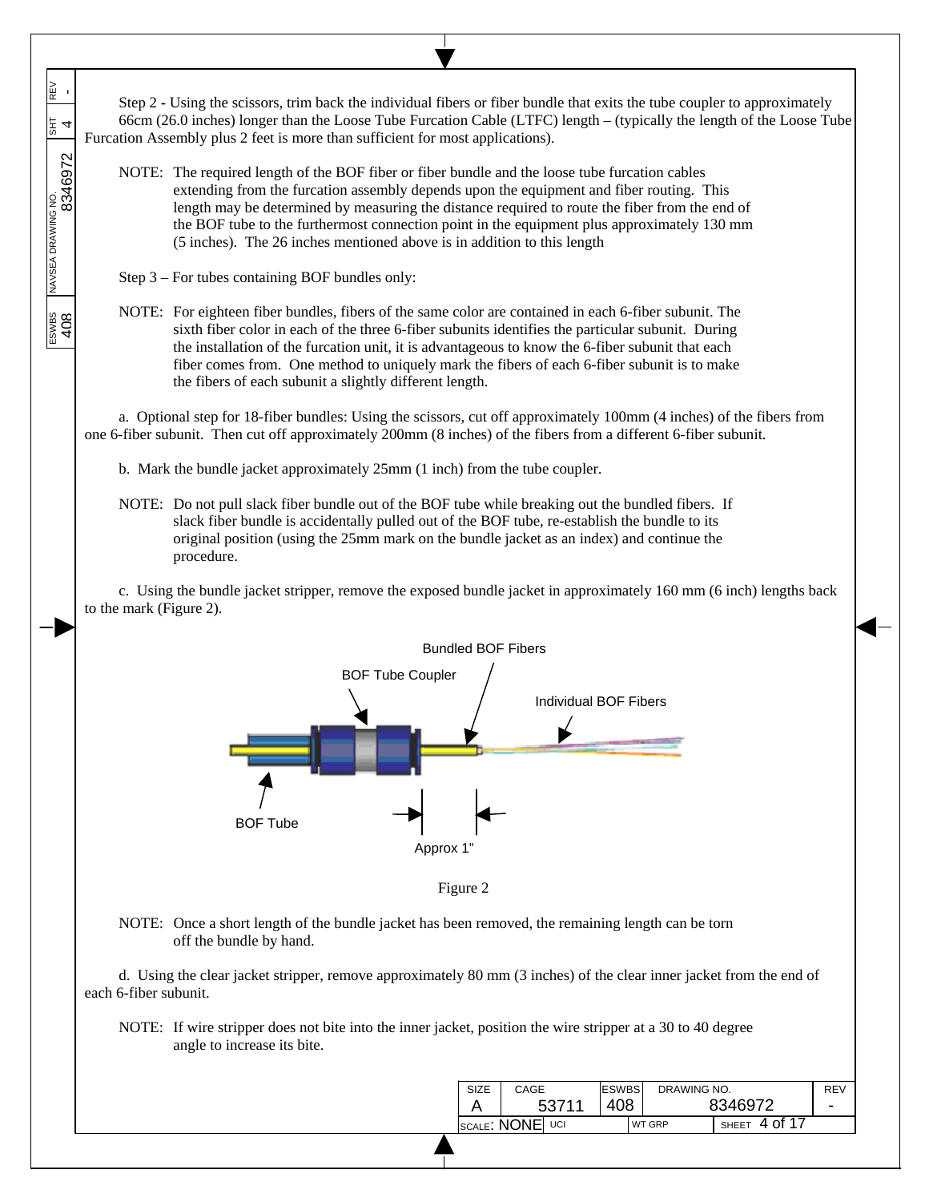Step 2 - Using the scissors, trim back the individual fibers or fiber bundle that exits the tube coupler to approximately 66cm (26.0 inches) longer than the Loose Tube Furcation Cable (LTFC) length – (typically the length of the Loose Tube Furcation Assembly plus 2 feet is more than sufficient for most applications).

NOTE: The required length of the BOF fiber or fiber bundle and the loose tube furcation cables extending from the furcation assembly depends upon the equipment and fiber routing. This length may be determined by measuring the distance required to route the fiber from the end of the BOF tube to the furthermost connection point in the equipment plus approximately 130 mm (5 inches). The 26 inches mentioned above is in addition to this length

Step 3 – For tubes containing BOF bundles only:

NOTE: For eighteen fiber bundles, fibers of the same color are contained in each 6-fiber subunit. The sixth fiber color in each of the three 6-fiber subunits identifies the particular subunit. During the installation of the furcation unit, it is advantageous to know the 6-fiber subunit that each fiber comes from. One method to uniquely mark the fibers of each 6-fiber subunit is to make the fibers of each subunit a slightly different length.

a. Optional step for 18-fiber bundles: Using the scissors, cut off approximately 100mm (4 inches) of the fibers from one 6-fiber subunit. Then cut off approximately 200mm (8 inches) of the fibers from a different 6-fiber subunit.

b. Mark the bundle jacket approximately 25mm (1 inch) from the tube coupler.

NOTE: Do not pull slack fiber bundle out of the BOF tube while breaking out the bundled fibers. If slack fiber bundle is accidentally pulled out of the BOF tube, re-establish the bundle to its original position (using the 25mm mark on the bundle jacket as an index) and continue the procedure.

c. Using the bundle jacket stripper, remove the exposed bundle jacket in approximately 160 mm (6 inch) lengths back to the mark (Figure 2).

Figure 2

NOTE: Once a short length of the bundle jacket has been removed, the remaining length can be torn off the bundle by hand.

d. Using the clear jacket stripper, remove approximately 80 mm (3 inches) of the clear inner jacket from the end of each 6-fiber subunit.

NOTE: If wire stripper does not bite into the inner jacket, position the wire stripper at a 30 to 40 degree angle to increase its bite.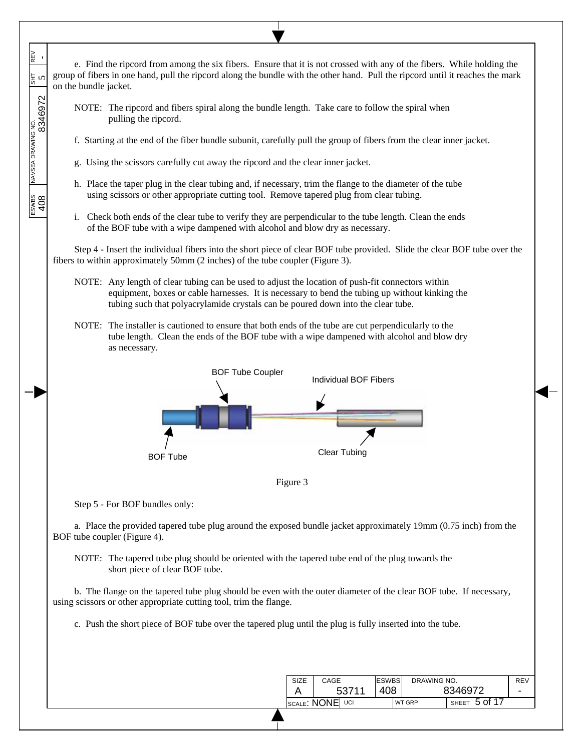e. Find the ripcord from among the six fibers. Ensure that it is not crossed with any of the fibers. While holding the group of fibers in one hand, pull the ripcord along the bundle with the other hand. Pull the ripcord until it reaches the mark on the bundle jacket.

NOTE: The ripcord and fibers spiral along the bundle length. Take care to follow the spiral when pulling the ripcord.

f. Starting at the end of the fiber bundle subunit, carefully pull the group of fibers from the clear inner jacket.

g. Using the scissors carefully cut away the ripcord and the clear inner jacket.

h. Place the taper plug in the clear tubing and, if necessary, trim the flange to the diameter of the tube using scissors or other appropriate cutting tool. Remove tapered plug from clear tubing.

i. Check both ends of the clear tube to verify they are perpendicular to the tube length. Clean the ends of the BOF tube with a wipe dampened with alcohol and blow dry as necessary.

Step 4 - Insert the individual fibers into the short piece of clear BOF tube provided. Slide the clear BOF tube over the fibers to within approximately 50mm (2 inches) of the tube coupler (Figure 3).

NOTE: Any length of clear tubing can be used to adjust the location of push-fit connectors within equipment, boxes or cable harnesses. It is necessary to bend the tubing up without kinking the tubing such that polyacrylamide crystals can be poured down into the clear tube.

NOTE: The installer is cautioned to ensure that both ends of the tube are cut perpendicularly to the tube length. Clean the ends of the BOF tube with a wipe dampened with alcohol and blow dry as necessary.

BOF Tube Coupler

Individual BOF Fibers

BOF Tube

Clear Tubing

Figure 3

Step 5 - For BOF bundles only:

a. Place the provided tapered tube plug around the exposed bundle jacket approximately 19mm (0.75 inch) from the BOF tube coupler (Figure 4).

NOTE: The tapered tube plug should be oriented with the tapered tube end of the plug towards the short piece of clear BOF tube.

b. The flange on the tapered tube plug should be even with the outer diameter of the clear BOF tube. If necessary, using scissors or other appropriate cutting tool, trim the flange.

c. Push the short piece of BOF tube over the tapered plug until the plug is fully inserted into the tube.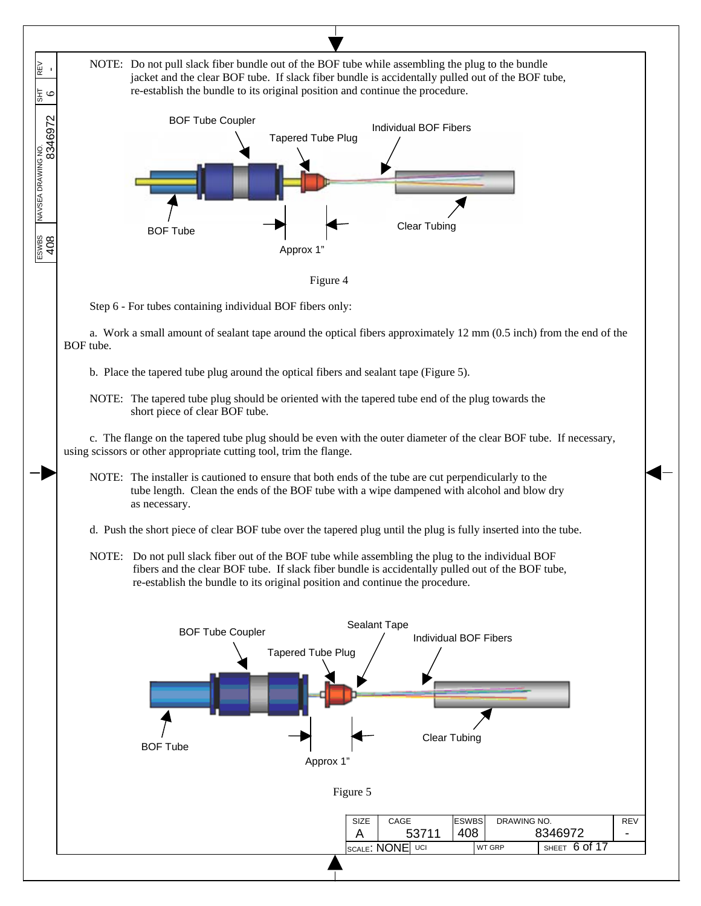NOTE: Do not pull slack fiber bundle out of the BOF tube while assembling the plug to the bundle jacket and the clear BOF tube. If slack fiber bundle is accidentally pulled out of the BOF tube, re-establish the bundle to its original position and continue the procedure.

Figure 4

Step 6 - For tubes containing individual BOF fibers only:

a. Work a small amount of sealant tape around the optical fibers approximately 12 mm (0.5 inch) from the end of the BOF tube.

b. Place the tapered tube plug around the optical fibers and sealant tape (Figure 5).

NOTE: The tapered tube plug should be oriented with the tapered tube end of the plug towards the short piece of clear BOF tube.

c. The flange on the tapered tube plug should be even with the outer diameter of the clear BOF tube. If necessary, using scissors or other appropriate cutting tool, trim the flange.

NOTE: The installer is cautioned to ensure that both ends of the tube are cut perpendicularly to the tube length. Clean the ends of the BOF tube with a wipe dampened with alcohol and blow dry as necessary.

d. Push the short piece of clear BOF tube over the tapered plug until the plug is fully inserted into the tube.

NOTE: Do not pull slack fiber out of the BOF tube while assembling the plug to the individual BOF fibers and the clear BOF tube. If slack fiber bundle is accidentally pulled out of the BOF tube, re-establish the bundle to its original position and continue the procedure.

Figure 5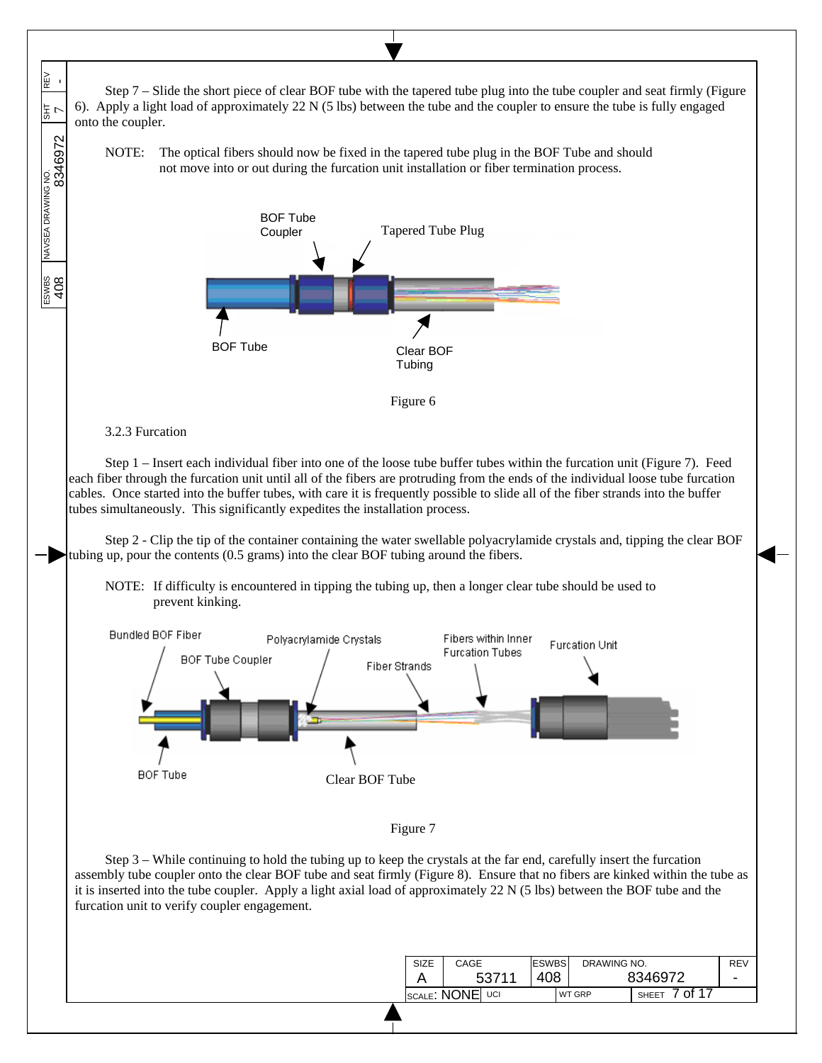Step 7 – Slide the short piece of clear BOF tube with the tapered tube plug into the tube coupler and seat firmly (Figure 6). Apply a light load of approximately 22 N (5 lbs) between the tube and the coupler to ensure the tube is fully engaged onto the coupler.

NOTE: The optical fibers should now be fixed in the tapered tube plug in the BOF Tube and should not move into or out during the furcation unit installation or fiber termination process.

Figure 6

3.2.3 Furcation

Step 1 – Insert each individual fiber into one of the loose tube buffer tubes within the furcation unit (Figure 7). Feed each fiber through the furcation unit until all of the fibers are protruding from the ends of the individual loose tube furcation cables. Once started into the buffer tubes, with care it is frequently possible to slide all of the fiber strands into the buffer tubes simultaneously. This significantly expedites the installation process.

Step 2 - Clip the tip of the container containing the water swellable polyacrylamide crystals and, tipping the clear BOF tubing up, pour the contents (0.5 grams) into the clear BOF tubing around the fibers.

NOTE: If difficulty is encountered in tipping the tubing up, then a longer clear tube should be used to prevent kinking.

Figure 7

Step 3 – While continuing to hold the tubing up to keep the crystals at the far end, carefully insert the furcation assembly tube coupler onto the clear BOF tube and seat firmly (Figure 8). Ensure that no fibers are kinked within the tube as it is inserted into the tube coupler. Apply a light axial load of approximately 22 N (5 lbs) between the BOF tube and the furcation unit to verify coupler engagement.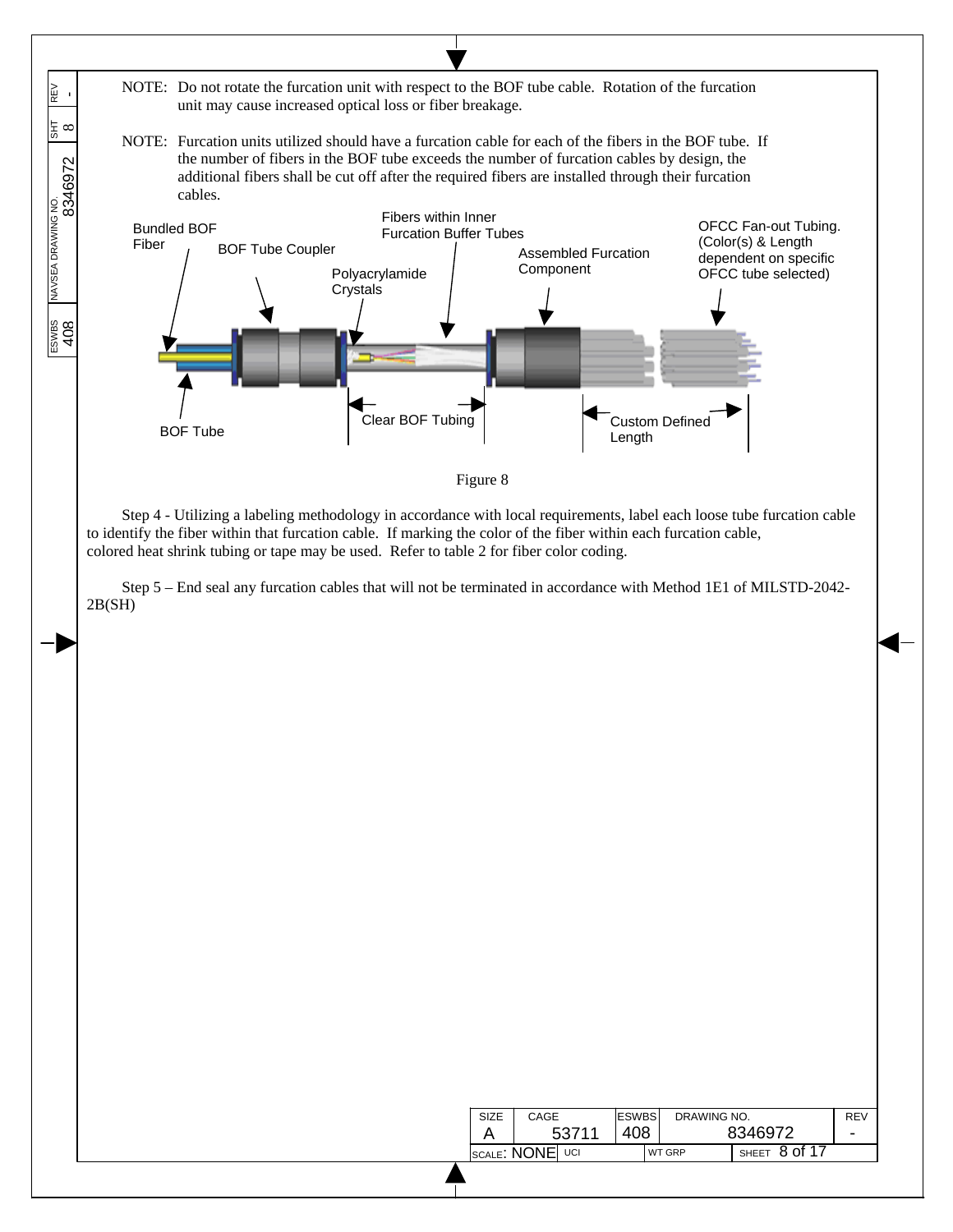NOTE: Do not rotate the furcation unit with respect to the BOF tube cable. Rotation of the furcation unit may cause increased optical loss or fiber breakage.

NOTE: Furcation units utilized should have a furcation cable for each of the fibers in the BOF tube. If the number of fibers in the BOF tube exceeds the number of furcation cables by design, the additional fibers shall be cut off after the required fibers are installed through their furcation cables.

Bundled BOF Fiber

BOF Tube Coupler

Fibers within Inner Furcation Buffer Tubes

Polyacrylamide Crystals

Assembled Furcation Component

OFCC Fan-out Tubing. (Color(s) & Length dependent on specific OFCC tube selected)

BOF Tube

Clear BOF Tubing

Custom Defined Length

Figure 8

Step 4 - Utilizing a labeling methodology in accordance with local requirements, label each loose tube furcation cable to identify the fiber within that furcation cable. If marking the color of the fiber within each furcation cable, colored heat shrink tubing or tape may be used. Refer to table 2 for fiber color coding.

Step 5 – End seal any furcation cables that will not be terminated in accordance with Method 1E1 of MILSTD-2042-2B(SH)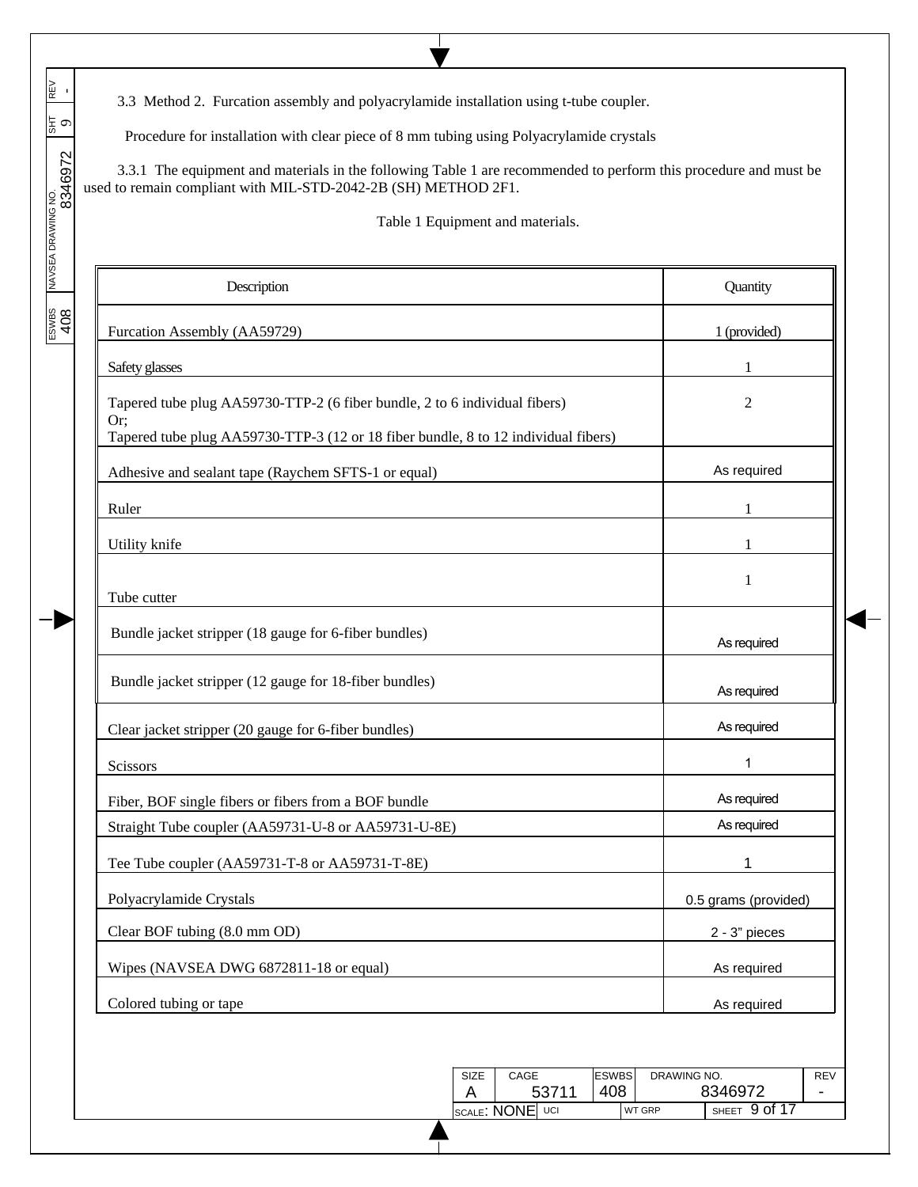3.3 Method 2. Furcation assembly and polyacrylamide installation using t-tube coupler.

Procedure for installation with clear piece of 8 mm tubing using Polyacrylamide crystals

3.3.1 The equipment and materials in the following Table 1 are recommended to perform this procedure and must be used to remain compliant with MIL-STD-2042-2B (SH) METHOD 2F1.

Table 1 Equipment and materials.

| Description | Quantity |
|---|---|
| Furcation Assembly (AA59729) | 1 (provided) |
| Safety glasses | 1 |
| Tapered tube plug AA59730-TTP-2 (6 fiber bundle, 2 to 6 individual fibers)<br>Or;<br>Tapered tube plug AA59730-TTP-3 (12 or 18 fiber bundle, 8 to 12 individual fibers) | 2 |
| Adhesive and sealant tape (Raychem SFTS-1 or equal) | As required |
| Ruler | 1 |
| Utility knife | 1 |
| Tube cutter | 1 |
| Bundle jacket stripper (18 gauge for 6-fiber bundles) | As required |
| Bundle jacket stripper (12 gauge for 18-fiber bundles) | As required |
| Clear jacket stripper (20 gauge for 6-fiber bundles) | As required |
| Scissors | 1 |
| Fiber, BOF single fibers or fibers from a BOF bundle | As required |
| Straight Tube coupler (AA59731-U-8 or AA59731-U-8E) | As required |
| Tee Tube coupler (AA59731-T-8 or AA59731-T-8E) | 1 |
| Polyacrylamide Crystals | 0.5 grams (provided) |
| Clear BOF tubing (8.0 mm OD) | 2 - 3” pieces |
| Wipes (NAVSEA DWG 6872811-18 or equal) | As required |
| Colored tubing or tape | As required |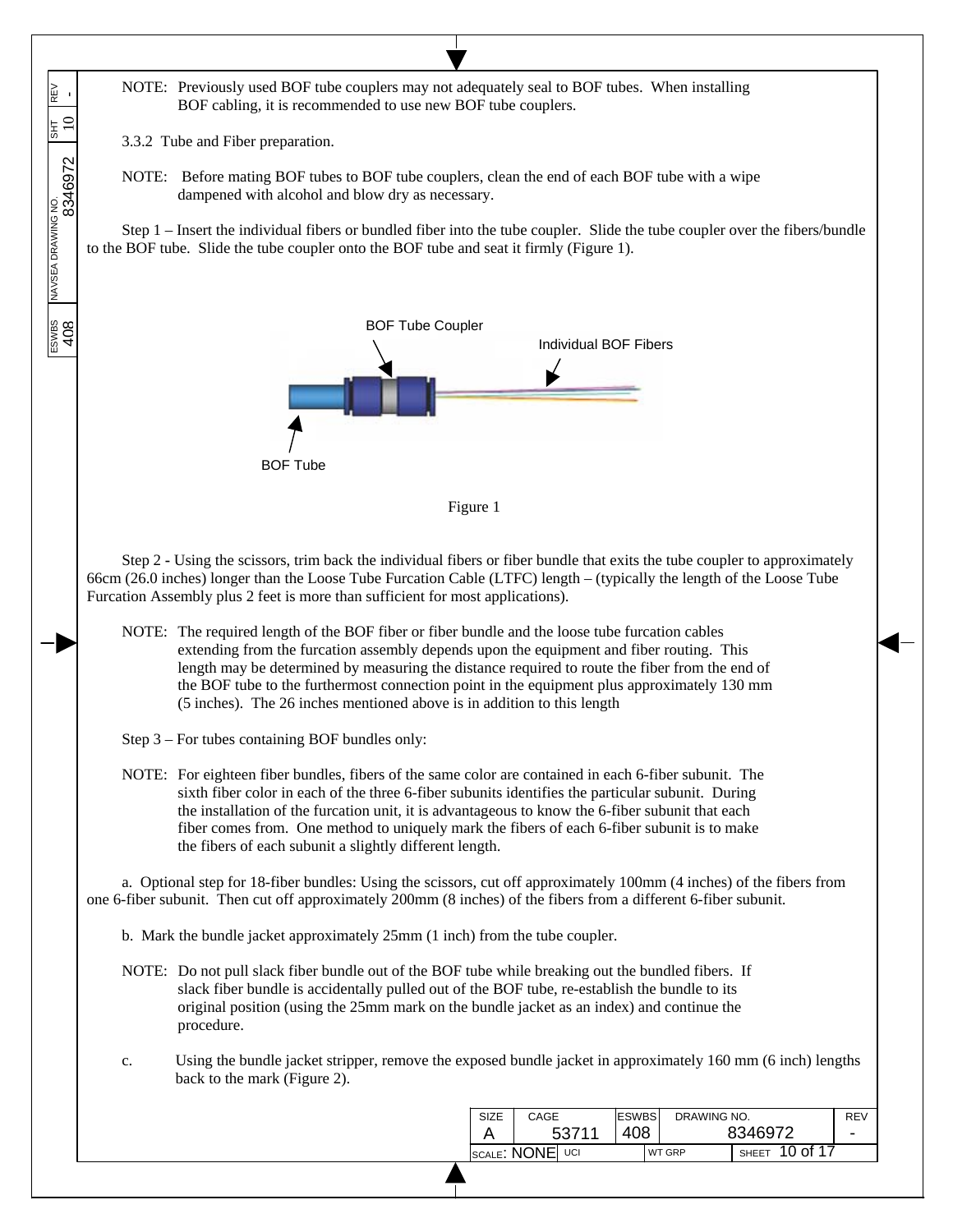NOTE: Previously used BOF tube couplers may not adequately seal to BOF tubes. When installing BOF cabling, it is recommended to use new BOF tube couplers.

3.3.2 Tube and Fiber preparation.

NOTE: Before mating BOF tubes to BOF tube couplers, clean the end of each BOF tube with a wipe dampened with alcohol and blow dry as necessary.

Step 1 – Insert the individual fibers or bundled fiber into the tube coupler. Slide the tube coupler over the fibers/bundle to the BOF tube. Slide the tube coupler onto the BOF tube and seat it firmly (Figure 1).

BOF Tube Coupler

Individual BOF Fibers

BOF Tube

Figure 1

Step 2 - Using the scissors, trim back the individual fibers or fiber bundle that exits the tube coupler to approximately 66cm (26.0 inches) longer than the Loose Tube Furcation Cable (LTFC) length – (typically the length of the Loose Tube Furcation Assembly plus 2 feet is more than sufficient for most applications).

NOTE: The required length of the BOF fiber or fiber bundle and the loose tube furcation cables extending from the furcation assembly depends upon the equipment and fiber routing. This length may be determined by measuring the distance required to route the fiber from the end of the BOF tube to the furthermost connection point in the equipment plus approximately 130 mm (5 inches). The 26 inches mentioned above is in addition to this length

Step 3 – For tubes containing BOF bundles only:

NOTE: For eighteen fiber bundles, fibers of the same color are contained in each 6-fiber subunit. The sixth fiber color in each of the three 6-fiber subunits identifies the particular subunit. During the installation of the furcation unit, it is advantageous to know the 6-fiber subunit that each fiber comes from. One method to uniquely mark the fibers of each 6-fiber subunit is to make the fibers of each subunit a slightly different length.

a. Optional step for 18-fiber bundles: Using the scissors, cut off approximately 100mm (4 inches) of the fibers from one 6-fiber subunit. Then cut off approximately 200mm (8 inches) of the fibers from a different 6-fiber subunit.

b. Mark the bundle jacket approximately 25mm (1 inch) from the tube coupler.

NOTE: Do not pull slack fiber bundle out of the BOF tube while breaking out the bundled fibers. If slack fiber bundle is accidentally pulled out of the BOF tube, re-establish the bundle to its original position (using the 25mm mark on the bundle jacket as an index) and continue the procedure.

c. Using the bundle jacket stripper, remove the exposed bundle jacket in approximately 160 mm (6 inch) lengths back to the mark (Figure 2).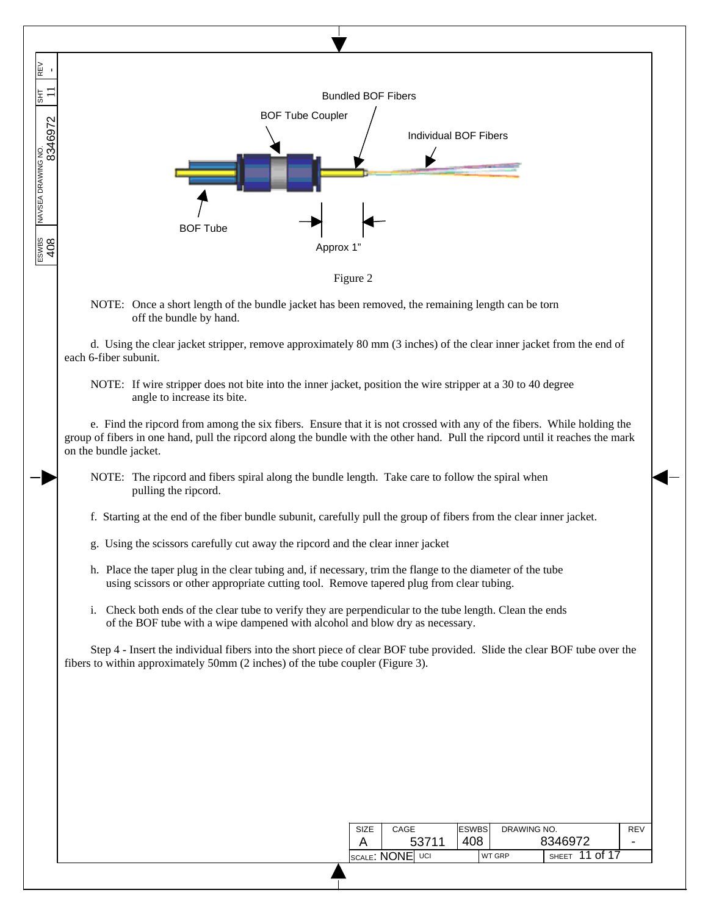Bundled BOF Fibers

BOF Tube Coupler

Individual BOF Fibers

BOF Tube

Approx 1"

Figure 2

NOTE: Once a short length of the bundle jacket has been removed, the remaining length can be torn off the bundle by hand.

d. Using the clear jacket stripper, remove approximately 80 mm (3 inches) of the clear inner jacket from the end of each 6-fiber subunit.

NOTE: If wire stripper does not bite into the inner jacket, position the wire stripper at a 30 to 40 degree angle to increase its bite.

e. Find the ripcord from among the six fibers. Ensure that it is not crossed with any of the fibers. While holding the group of fibers in one hand, pull the ripcord along the bundle with the other hand. Pull the ripcord until it reaches the mark on the bundle jacket.

NOTE: The ripcord and fibers spiral along the bundle length. Take care to follow the spiral when pulling the ripcord.

f. Starting at the end of the fiber bundle subunit, carefully pull the group of fibers from the clear inner jacket.

g. Using the scissors carefully cut away the ripcord and the clear inner jacket

h. Place the taper plug in the clear tubing and, if necessary, trim the flange to the diameter of the tube using scissors or other appropriate cutting tool. Remove tapered plug from clear tubing.

i. Check both ends of the clear tube to verify they are perpendicular to the tube length. Clean the ends of the BOF tube with a wipe dampened with alcohol and blow dry as necessary.

Step 4 - Insert the individual fibers into the short piece of clear BOF tube provided. Slide the clear BOF tube over the fibers to within approximately 50mm (2 inches) of the tube coupler (Figure 3).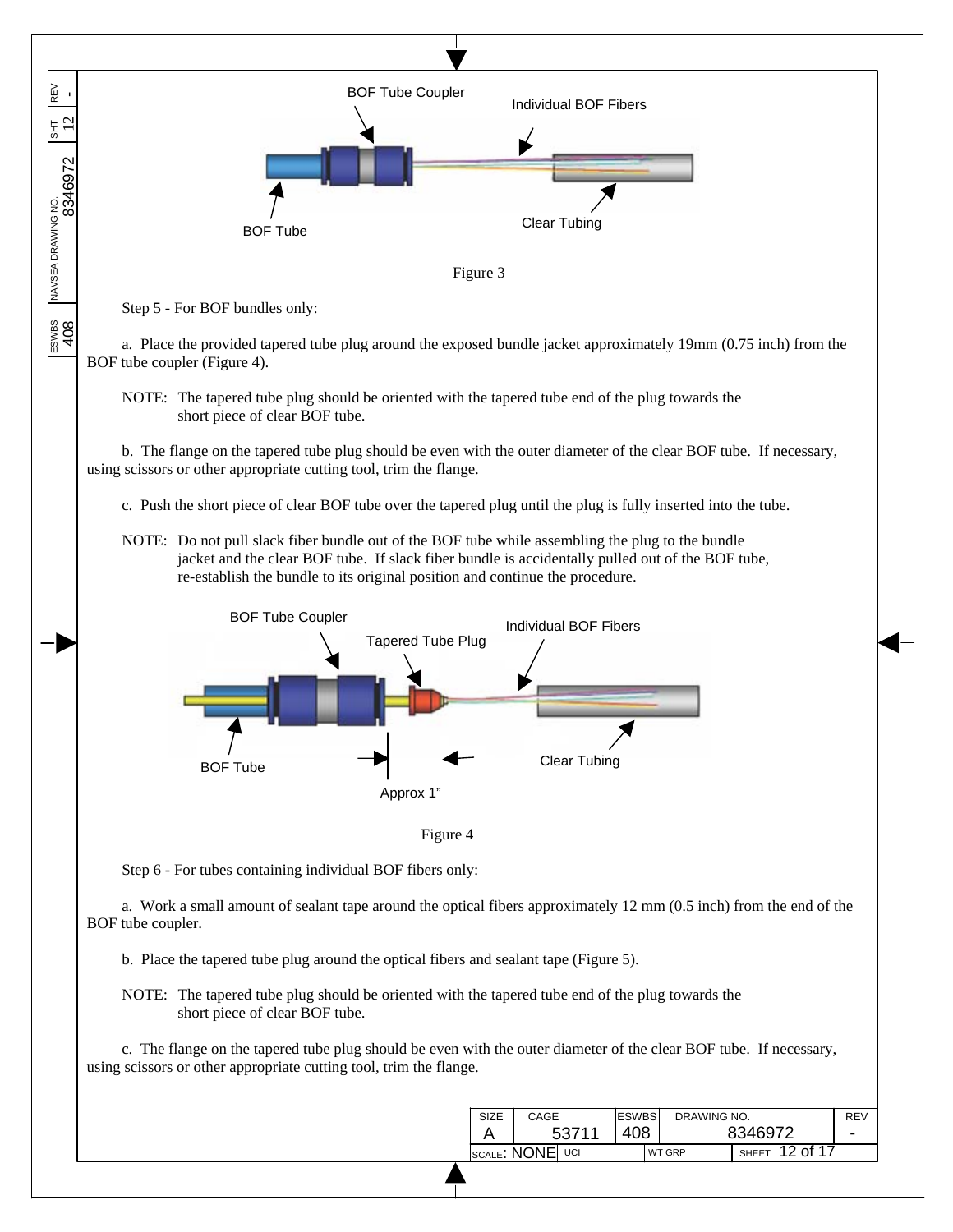Figure 3

Step 5 - For BOF bundles only:

a. Place the provided tapered tube plug around the exposed bundle jacket approximately 19mm (0.75 inch) from the BOF tube coupler (Figure 4).

NOTE: The tapered tube plug should be oriented with the tapered tube end of the plug towards the short piece of clear BOF tube.

b. The flange on the tapered tube plug should be even with the outer diameter of the clear BOF tube. If necessary, using scissors or other appropriate cutting tool, trim the flange.

c. Push the short piece of clear BOF tube over the tapered plug until the plug is fully inserted into the tube.

NOTE: Do not pull slack fiber bundle out of the BOF tube while assembling the plug to the bundle jacket and the clear BOF tube. If slack fiber bundle is accidentally pulled out of the BOF tube, re-establish the bundle to its original position and continue the procedure.

Figure 4

Step 6 - For tubes containing individual BOF fibers only:

a. Work a small amount of sealant tape around the optical fibers approximately 12 mm (0.5 inch) from the end of the BOF tube coupler.

b. Place the tapered tube plug around the optical fibers and sealant tape (Figure 5).

NOTE: The tapered tube plug should be oriented with the tapered tube end of the plug towards the short piece of clear BOF tube.

c. The flange on the tapered tube plug should be even with the outer diameter of the clear BOF tube. If necessary, using scissors or other appropriate cutting tool, trim the flange.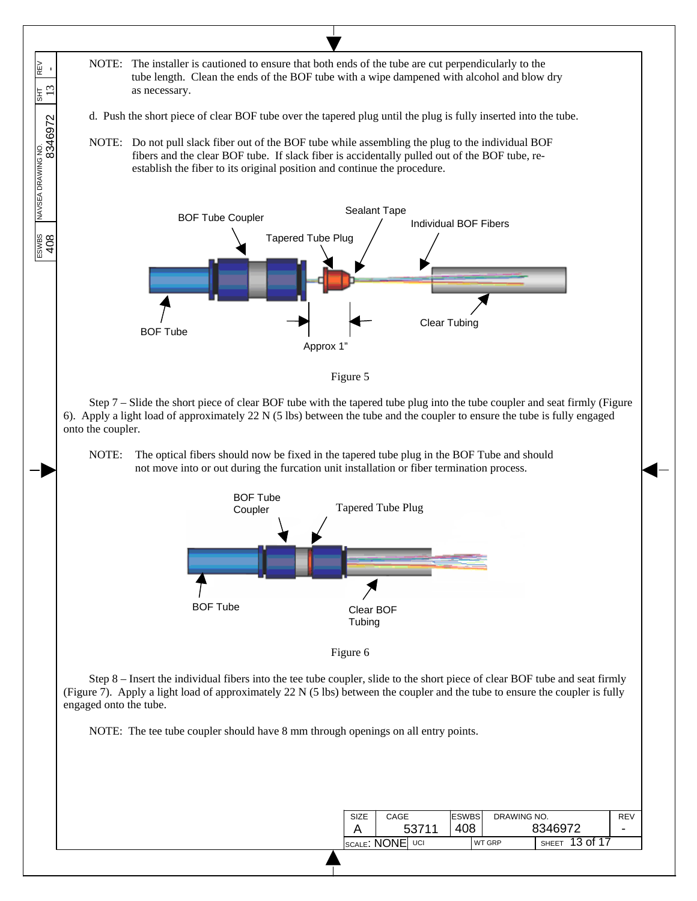NOTE: The installer is cautioned to ensure that both ends of the tube are cut perpendicularly to the tube length. Clean the ends of the BOF tube with a wipe dampened with alcohol and blow dry as necessary.

d. Push the short piece of clear BOF tube over the tapered plug until the plug is fully inserted into the tube.

NOTE: Do not pull slack fiber out of the BOF tube while assembling the plug to the individual BOF fibers and the clear BOF tube. If slack fiber is accidentally pulled out of the BOF tube, re-establish the fiber to its original position and continue the procedure.

Figure 5

Step 7 – Slide the short piece of clear BOF tube with the tapered tube plug into the tube coupler and seat firmly (Figure 6). Apply a light load of approximately 22 N (5 lbs) between the tube and the coupler to ensure the tube is fully engaged onto the coupler.

NOTE: The optical fibers should now be fixed in the tapered tube plug in the BOF Tube and should not move into or out during the furcation unit installation or fiber termination process.

Figure 6

Step 8 – Insert the individual fibers into the tee tube coupler, slide to the short piece of clear BOF tube and seat firmly (Figure 7). Apply a light load of approximately 22 N (5 lbs) between the coupler and the tube to ensure the coupler is fully engaged onto the tube.

NOTE: The tee tube coupler should have 8 mm through openings on all entry points.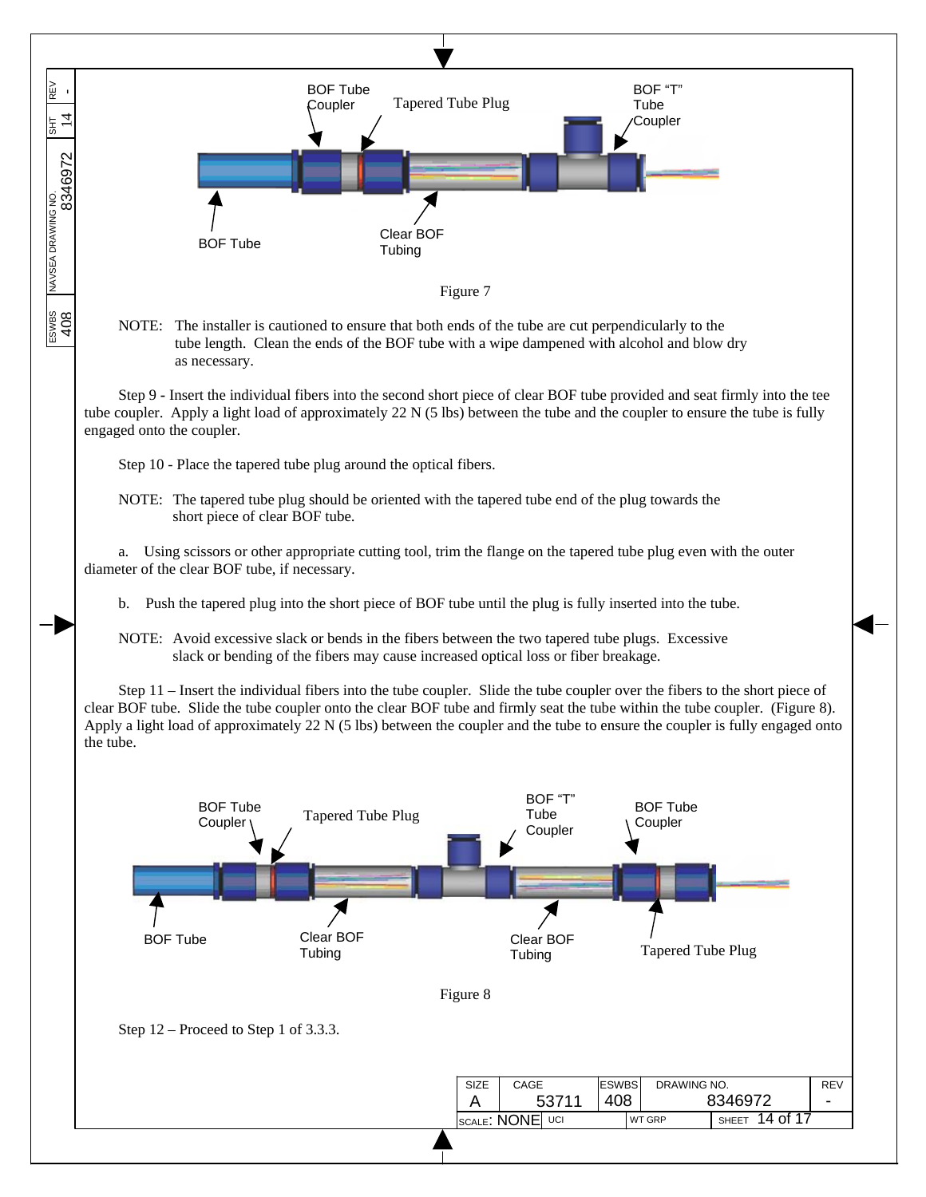Figure 7

NOTE: The installer is cautioned to ensure that both ends of the tube are cut perpendicularly to the tube length. Clean the ends of the BOF tube with a wipe dampened with alcohol and blow dry as necessary.

Step 9 - Insert the individual fibers into the second short piece of clear BOF tube provided and seat firmly into the tee tube coupler. Apply a light load of approximately 22 N (5 lbs) between the tube and the coupler to ensure the tube is fully engaged onto the coupler.

Step 10 - Place the tapered tube plug around the optical fibers.

NOTE: The tapered tube plug should be oriented with the tapered tube end of the plug towards the short piece of clear BOF tube.

a. Using scissors or other appropriate cutting tool, trim the flange on the tapered tube plug even with the outer diameter of the clear BOF tube, if necessary.

b. Push the tapered plug into the short piece of BOF tube until the plug is fully inserted into the tube.

NOTE: Avoid excessive slack or bends in the fibers between the two tapered tube plugs. Excessive slack or bending of the fibers may cause increased optical loss or fiber breakage.

Step 11 – Insert the individual fibers into the tube coupler. Slide the tube coupler over the fibers to the short piece of clear BOF tube. Slide the tube coupler onto the clear BOF tube and firmly seat the tube within the tube coupler. (Figure 8). Apply a light load of approximately 22 N (5 lbs) between the coupler and the tube to ensure the coupler is fully engaged onto the tube.

Figure 8

Step 12 – Proceed to Step 1 of 3.3.3.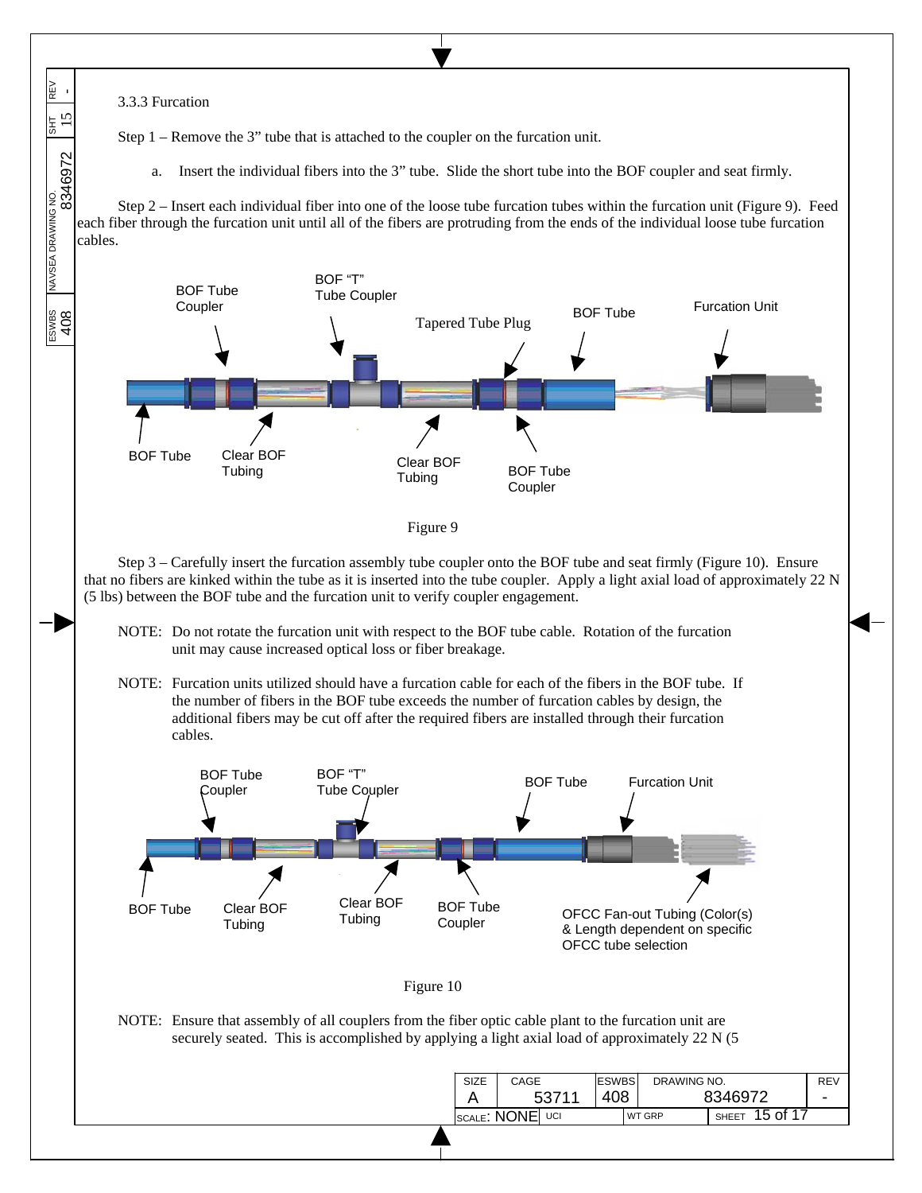3.3.3 Furcation

Step 1 – Remove the 3" tube that is attached to the coupler on the furcation unit.

a. Insert the individual fibers into the 3" tube. Slide the short tube into the BOF coupler and seat firmly.

Step 2 – Insert each individual fiber into one of the loose tube furcation tubes within the furcation unit (Figure 9). Feed each fiber through the furcation unit until all of the fibers are protruding from the ends of the individual loose tube furcation cables.

Figure 9

Step 3 – Carefully insert the furcation assembly tube coupler onto the BOF tube and seat firmly (Figure 10). Ensure that no fibers are kinked within the tube as it is inserted into the tube coupler. Apply a light axial load of approximately 22 N (5 lbs) between the BOF tube and the furcation unit to verify coupler engagement.

NOTE: Do not rotate the furcation unit with respect to the BOF tube cable. Rotation of the furcation unit may cause increased optical loss or fiber breakage.

NOTE: Furcation units utilized should have a furcation cable for each of the fibers in the BOF tube. If the number of fibers in the BOF tube exceeds the number of furcation cables by design, the additional fibers may be cut off after the required fibers are installed through their furcation cables.

Figure 10

NOTE: Ensure that assembly of all couplers from the fiber optic cable plant to the furcation unit are securely seated. This is accomplished by applying a light axial load of approximately 22 N (5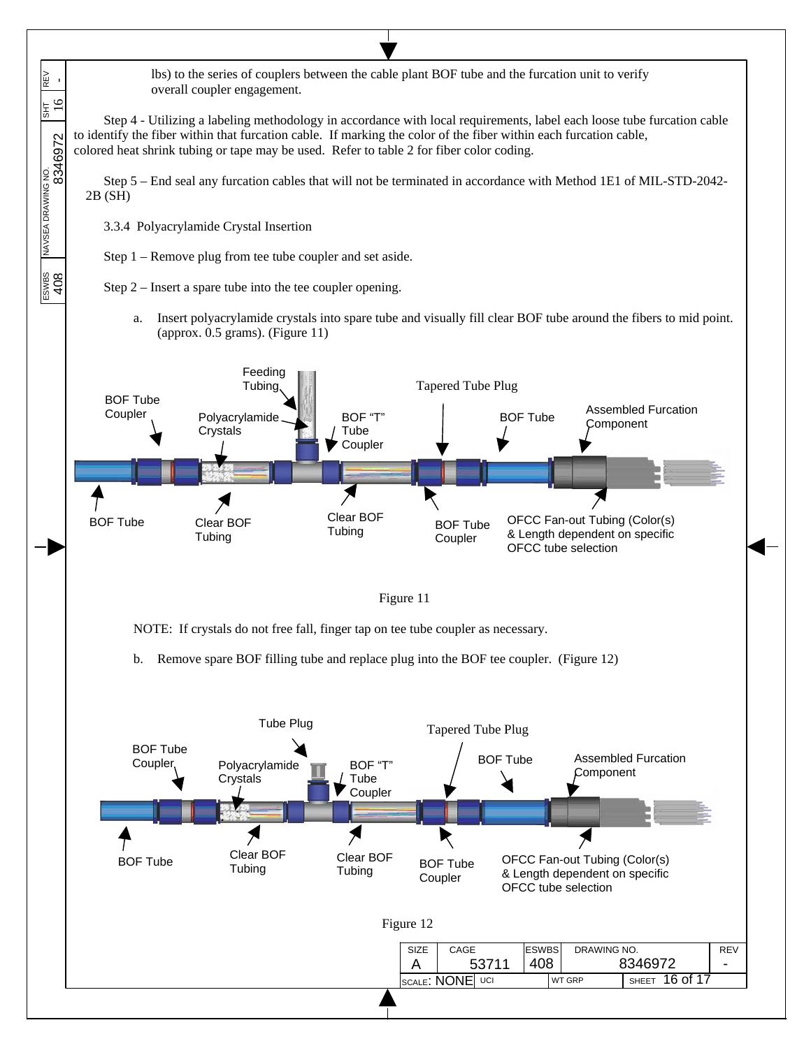lbs) to the series of couplers between the cable plant BOF tube and the furcation unit to verify overall coupler engagement.

Step 4 - Utilizing a labeling methodology in accordance with local requirements, label each loose tube furcation cable to identify the fiber within that furcation cable. If marking the color of the fiber within each furcation cable, colored heat shrink tubing or tape may be used. Refer to table 2 for fiber color coding.

Step 5 – End seal any furcation cables that will not be terminated in accordance with Method 1E1 of MIL-STD-2042-2B (SH)

3.3.4 Polyacrylamide Crystal Insertion

Step 1 – Remove plug from tee tube coupler and set aside.

Step 2 – Insert a spare tube into the tee coupler opening.

a. Insert polyacrylamide crystals into spare tube and visually fill clear BOF tube around the fibers to mid point. (approx. 0.5 grams). (Figure 11)

Figure 11

NOTE: If crystals do not free fall, finger tap on tee tube coupler as necessary.

b. Remove spare BOF filling tube and replace plug into the BOF tee coupler. (Figure 12)

Figure 12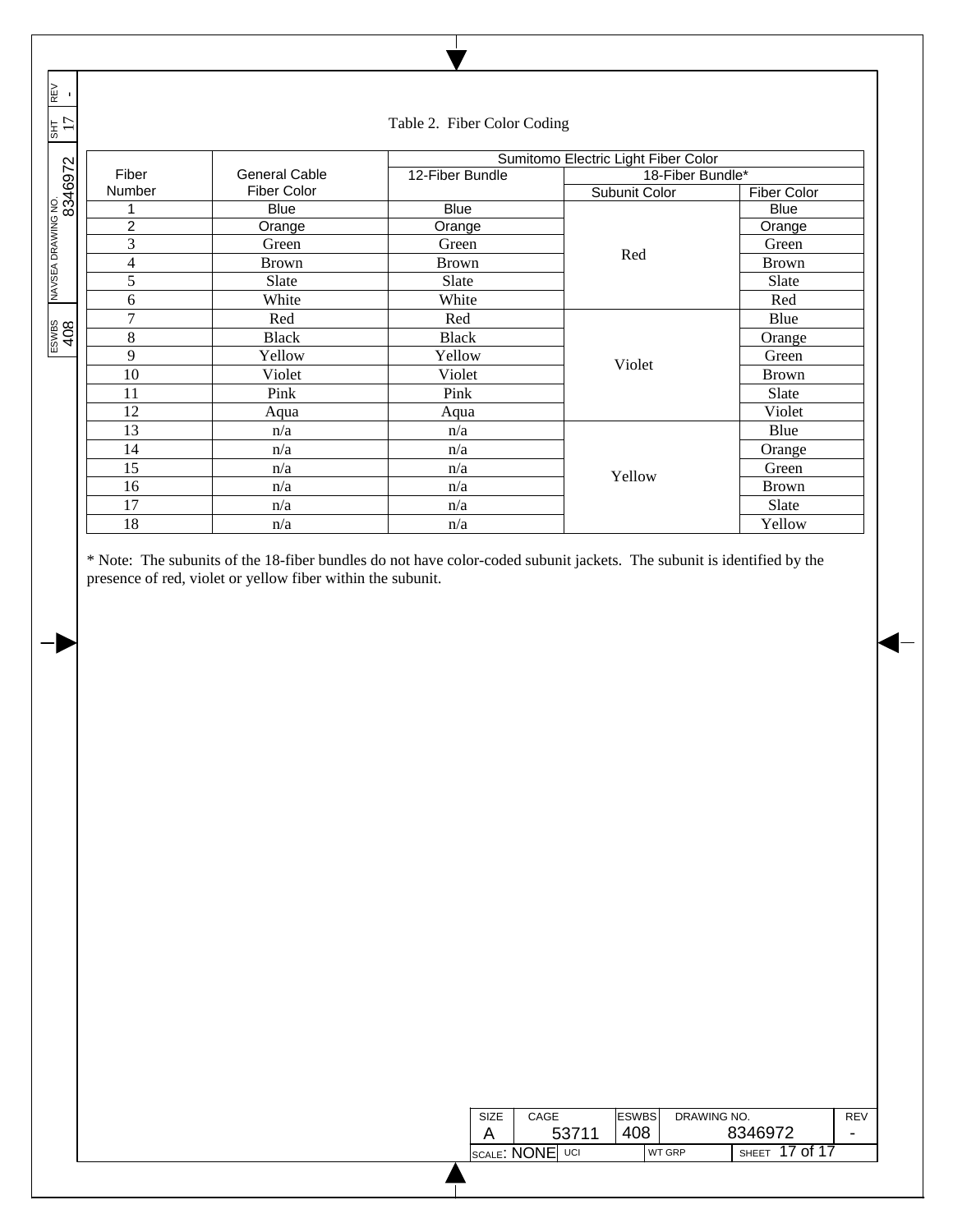Table 2. Fiber Color Coding

| Fiber Number | General Cable Fiber Color | Sumitomo Electric Light Fiber Color | | |
|---|---|---|---|---|
| | | 12-Fiber Bundle | 18-Fiber Bundle* | |
| | | | Subunit Color | Fiber Color |
| 1 | Blue | Blue | Red | Blue |
| 2 | Orange | Orange | | Orange |
| 3 | Green | Green | | Green |
| 4 | Brown | Brown | | Brown |
| 5 | Slate | Slate | | Slate |
| 6 | White | White | | Red |
| 7 | Red | Red | Violet | Blue |
| 8 | Black | Black | | Orange |
| 9 | Yellow | Yellow | | Green |
| 10 | Violet | Violet | | Brown |
| 11 | Pink | Pink | | Slate |
| 12 | Aqua | Aqua | | Violet |
| 13 | n/a | n/a | Yellow | Blue |
| 14 | n/a | n/a | | Orange |
| 15 | n/a | n/a | | Green |
| 16 | n/a | n/a | | Brown |
| 17 | n/a | n/a | | Slate |
| 18 | n/a | n/a | | Yellow |

* Note: The subunits of the 18-fiber bundles do not have color-coded subunit jackets. The subunit is identified by the presence of red, violet or yellow fiber within the subunit.